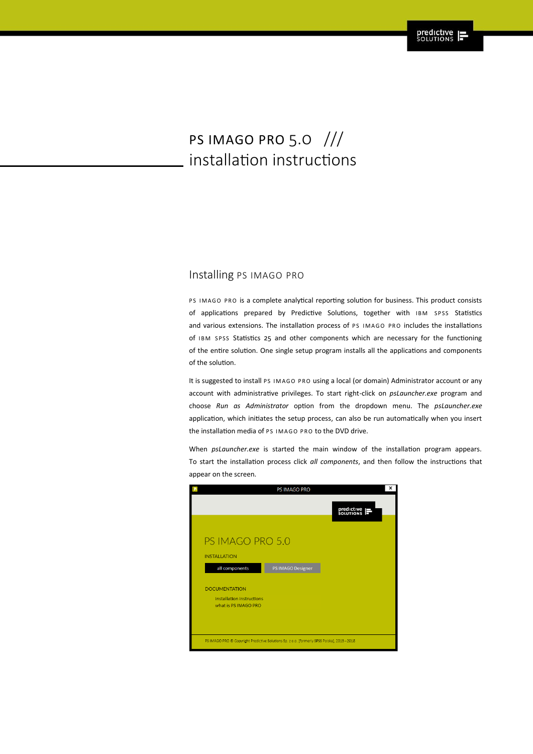# PS IMAGO PRO 5.0 /// installation instructions

## Installing PS IMAGO PRO

PS IMAGO PRO is a complete analytical reporting solution for business. This product consists of applications prepared by Predictive Solutions, together with IBM SPSS Statistics and various extensions. The installation process of PS IMAGO PRO includes the installations of IBM SPSS Statistics 25 and other components which are necessary for the functioning of the entire solution. One single setup program installs all the applications and components of the solution.

It is suggested to install PS IMAGO PRO using a local (or domain) Administrator account or any account with administrative privileges. To start right-click on *psLauncher.exe* program and choose *Run as Administrator* option from the dropdown menu. The *psLauncher.exe* application, which initiates the setup process, can also be run automatically when you insert the installation media of PS IMAGO PRO to the DVD drive.

When *psLauncher.exe* is started the main window of the installation program appears. To start the installation process click *all components*, and then follow the instructions that appear on the screen.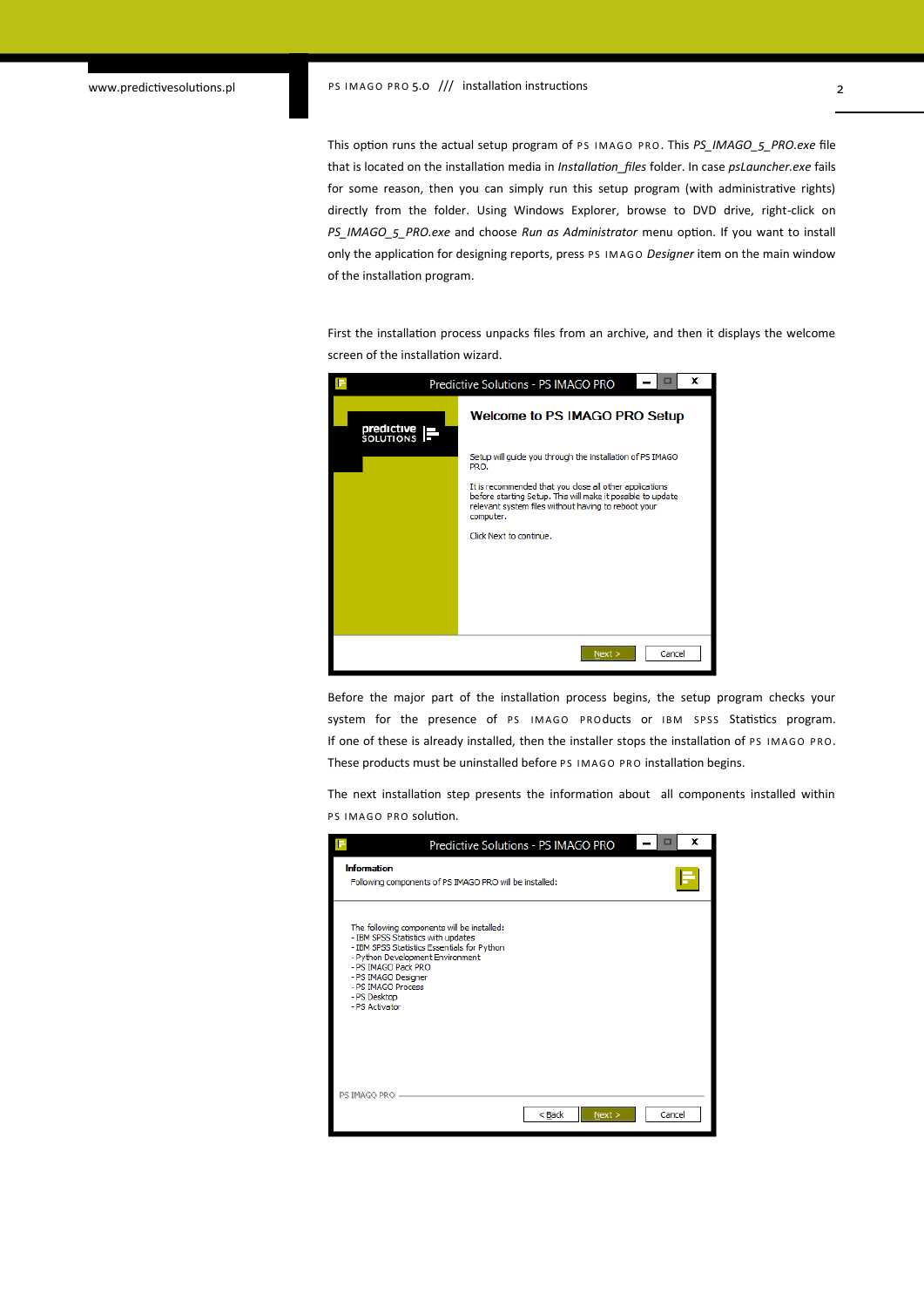This option runs the actual setup program of PS IMAGO PRO. This *PS_IMAGO_5_PRO.exe* file that is located on the installation media in *Installation_files* folder. In case *psLauncher.exe* fails for some reason, then you can simply run this setup program (with administrative rights) directly from the folder. Using Windows Explorer, browse to DVD drive, right-click on *PS_IMAGO_5_PRO.exe* and choose *Run as Administrator* menu option. If you want to install only the application for designing reports, press PS IMAGO *Designer* item on the main window of the installation program.

First the installation process unpacks files from an archive, and then it displays the welcome screen of the installation wizard.

Before the major part of the installation process begins, the setup program checks your system for the presence of PS IMAGO PROducts or IBM SPSS Statistics program. If one of these is already installed, then the installer stops the installation of PS IMAGO PRO. These products must be uninstalled before PS IMAGO PRO installation begins.

The next installation step presents the information about all components installed within PS IMAGO PRO solution.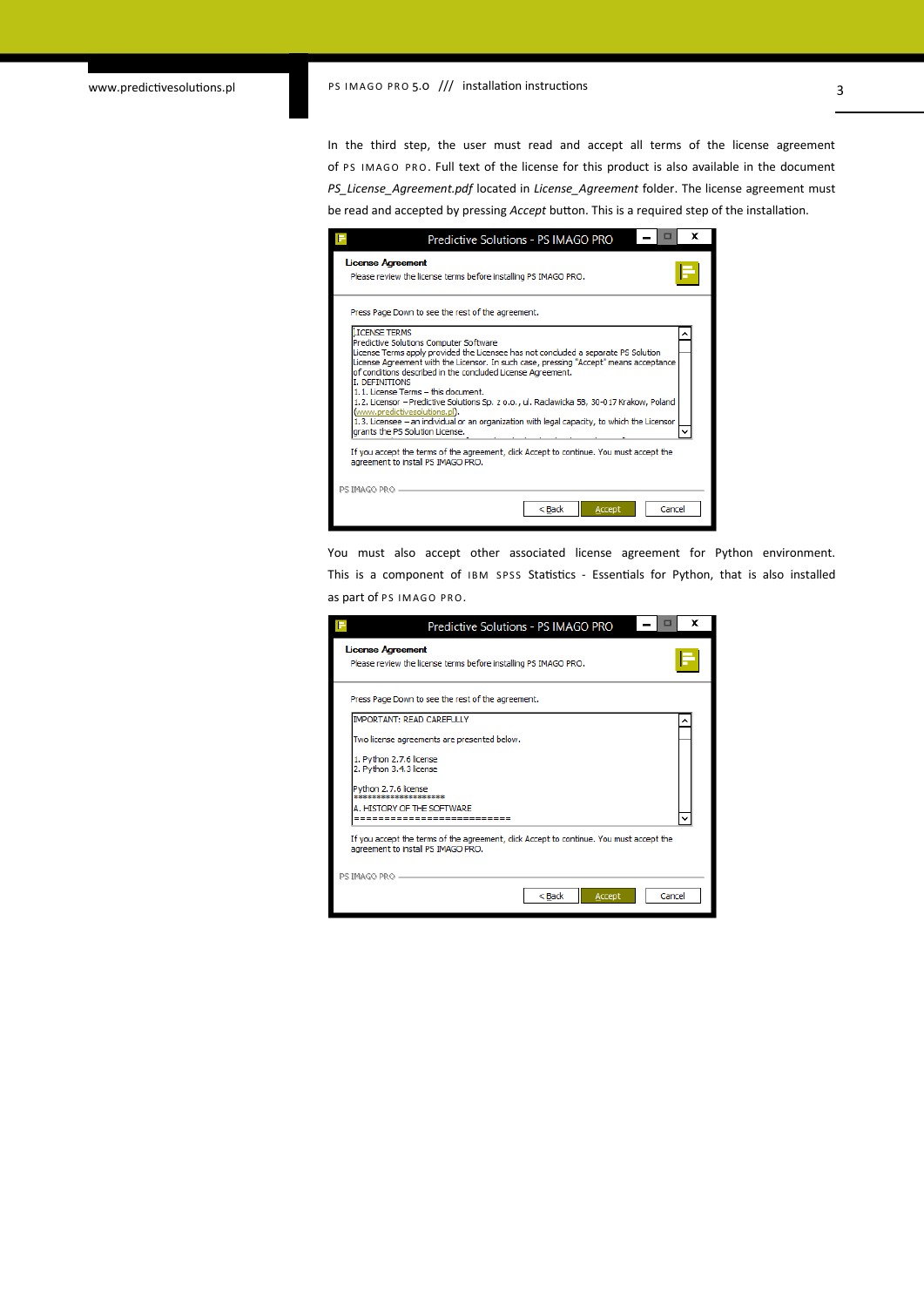In the third step, the user must read and accept all terms of the license agreement of PS IMAGO PRO. Full text of the license for this product is also available in the document *PS_License_Agreement.pdf* located in *License_Agreement* folder. The license agreement must be read and accepted by pressing *Accept* button. This is a required step of the installation.

You must also accept other associated license agreement for Python environment. This is a component of IBM SPSS Statistics - Essentials for Python, that is also installed as part of PS IMAGO PRO.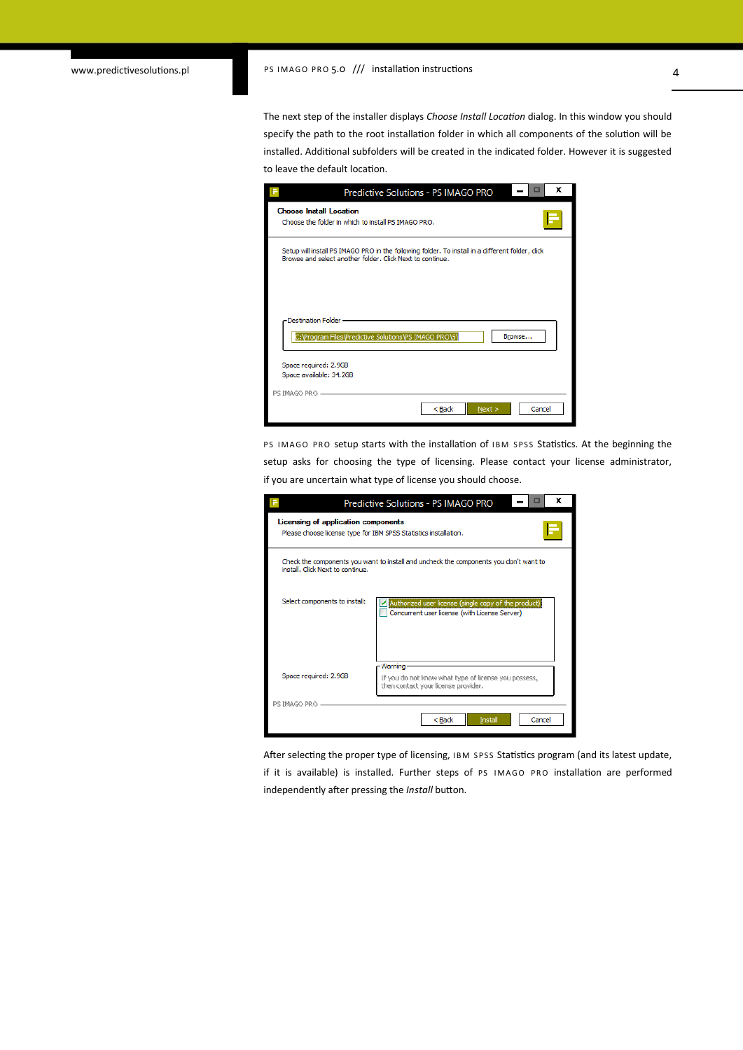The next step of the installer displays *Choose Install Location* dialog. In this window you should specify the path to the root installation folder in which all components of the solution will be installed. Additional subfolders will be created in the indicated folder. However it is suggested to leave the default location.

PS IMAGO PRO setup starts with the installation of IBM SPSS Statistics. At the beginning the setup asks for choosing the type of licensing. Please contact your license administrator, if you are uncertain what type of license you should choose.

After selecting the proper type of licensing, IBM SPSS Statistics program (and its latest update, if it is available) is installed. Further steps of PS IMAGO PRO installation are performed independently after pressing the *Install* button.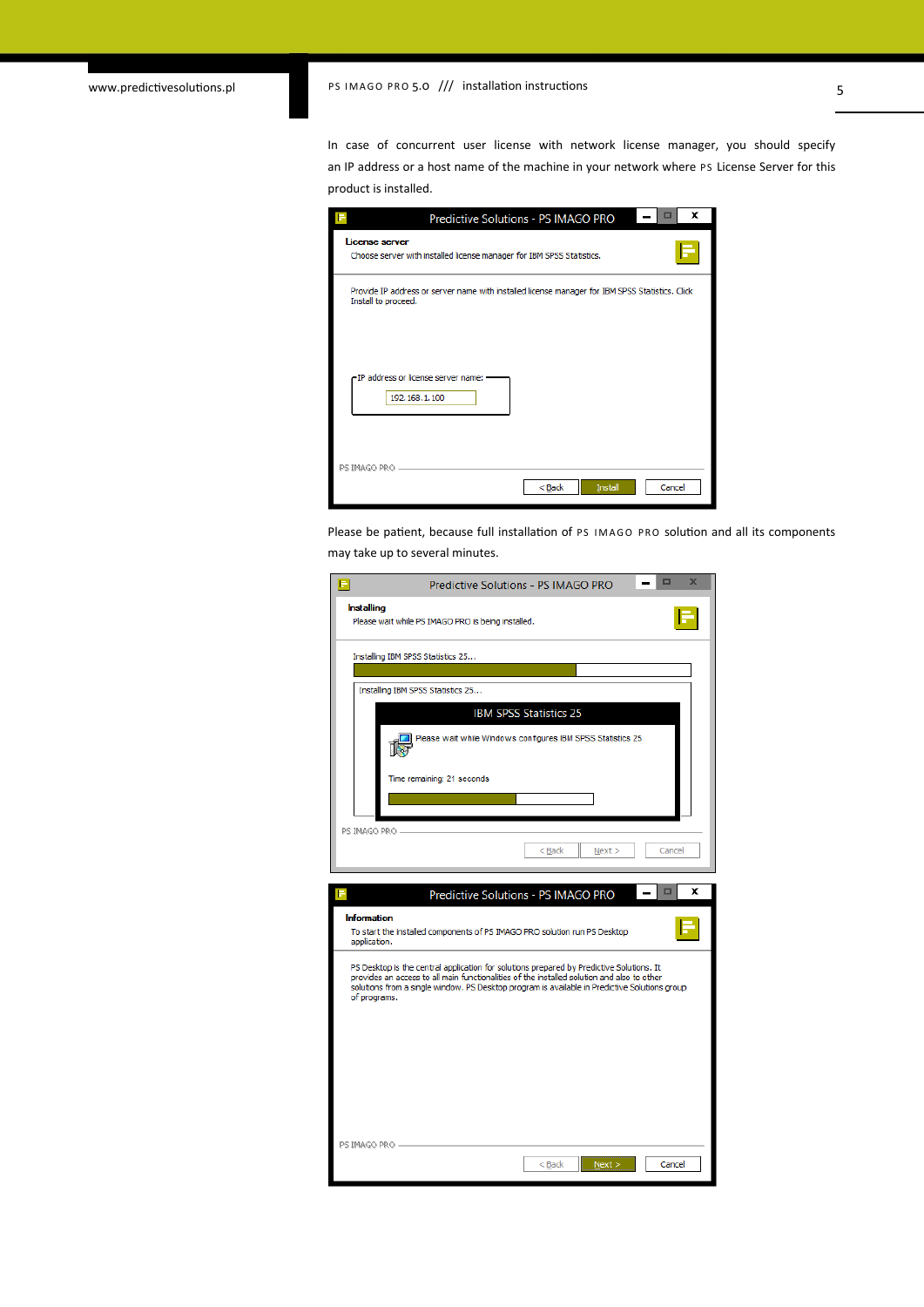In case of concurrent user license with network license manager, you should specify an IP address or a host name of the machine in your network where PS License Server for this product is installed.

Please be patient, because full installation of PS IMAGO PRO solution and all its components may take up to several minutes.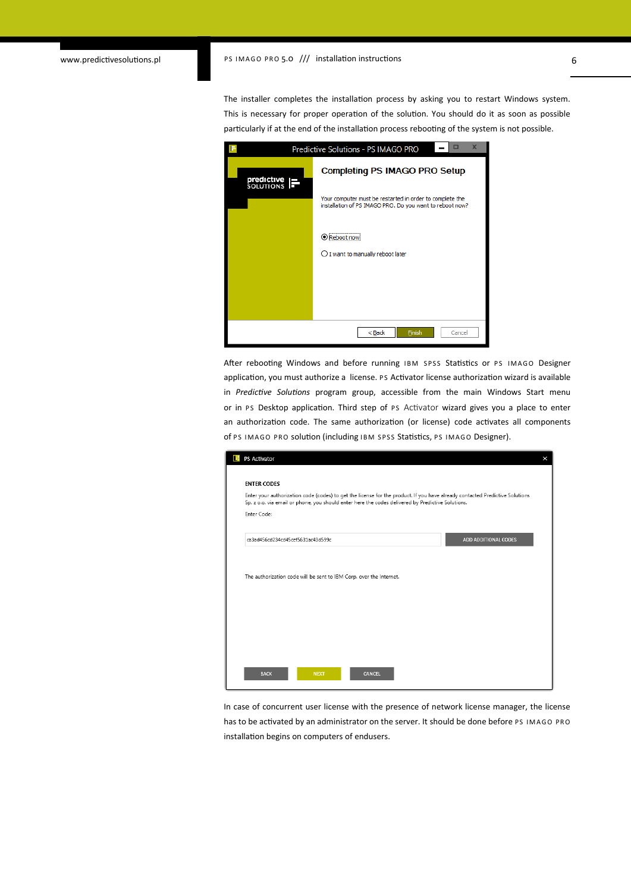The installer completes the installation process by asking you to restart Windows system. This is necessary for proper operation of the solution. You should do it as soon as possible particularly if at the end of the installation process rebooting of the system is not possible.

After rebooting Windows and before running IBM SPSS Statistics or PS IMAGO Designer application, you must authorize a license. PS Activator license authorization wizard is available in *Predictive Solutions* program group, accessible from the main Windows Start menu or in PS Desktop application. Third step of PS Activator wizard gives you a place to enter an authorization code. The same authorization (or license) code activates all components of PS IMAGO PRO solution (including IBM SPSS Statistics, PS IMAGO Designer).

In case of concurrent user license with the presence of network license manager, the license has to be activated by an administrator on the server. It should be done before PS IMAGO PRO installation begins on computers of endusers.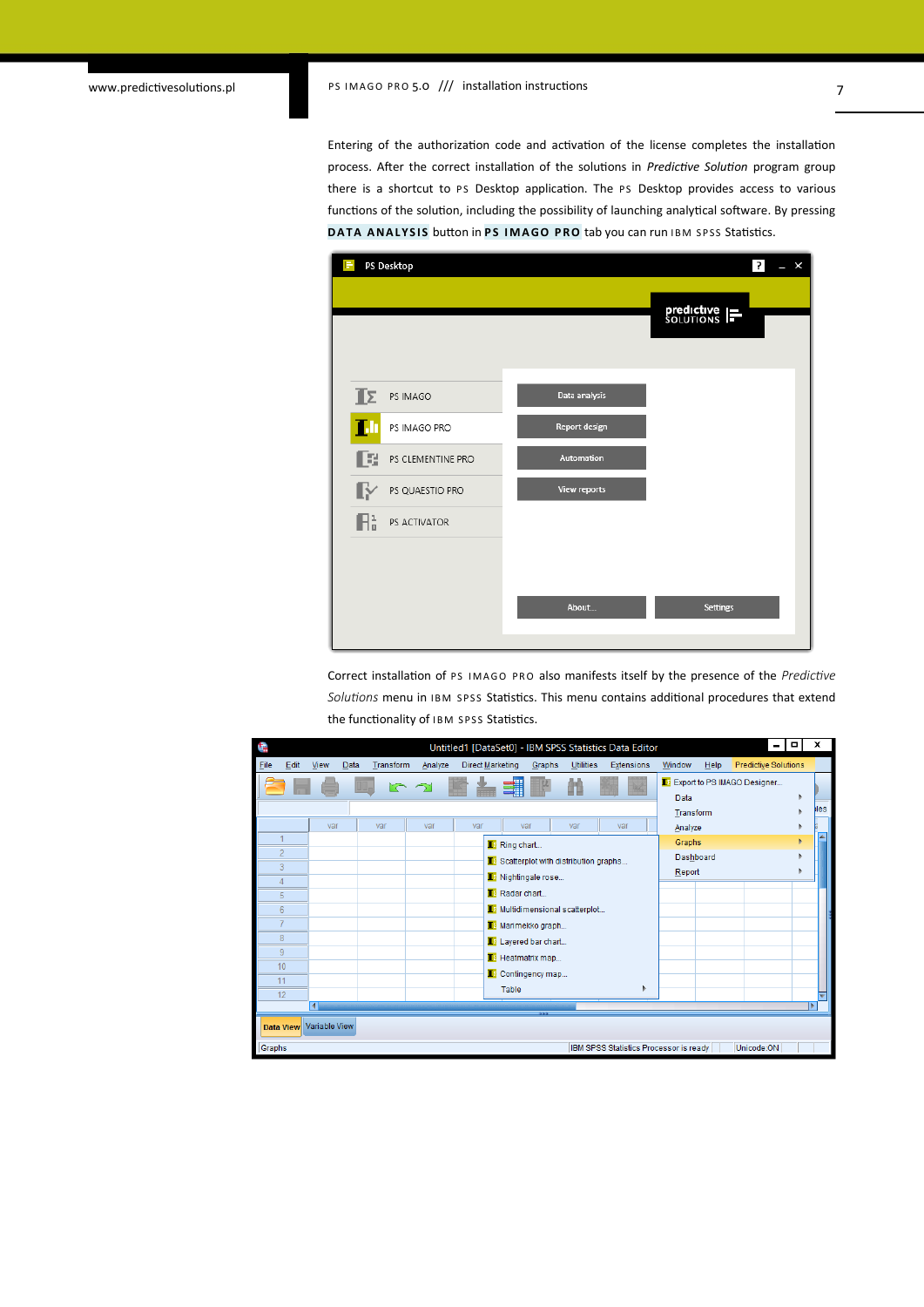Entering of the authorization code and activation of the license completes the installation process. After the correct installation of the solutions in *Predictive Solution* program group there is a shortcut to PS Desktop application. The PS Desktop provides access to various functions of the solution, including the possibility of launching analytical software. By pressing **DATA ANALYSIS** button in **PS IMAGO PRO** tab you can run IBM SPSS Statistics.

Correct installation of PS IMAGO PRO also manifests itself by the presence of the *Predictive Solutions* menu in IBM SPSS Statistics. This menu contains additional procedures that extend the functionality of IBM SPSS Statistics.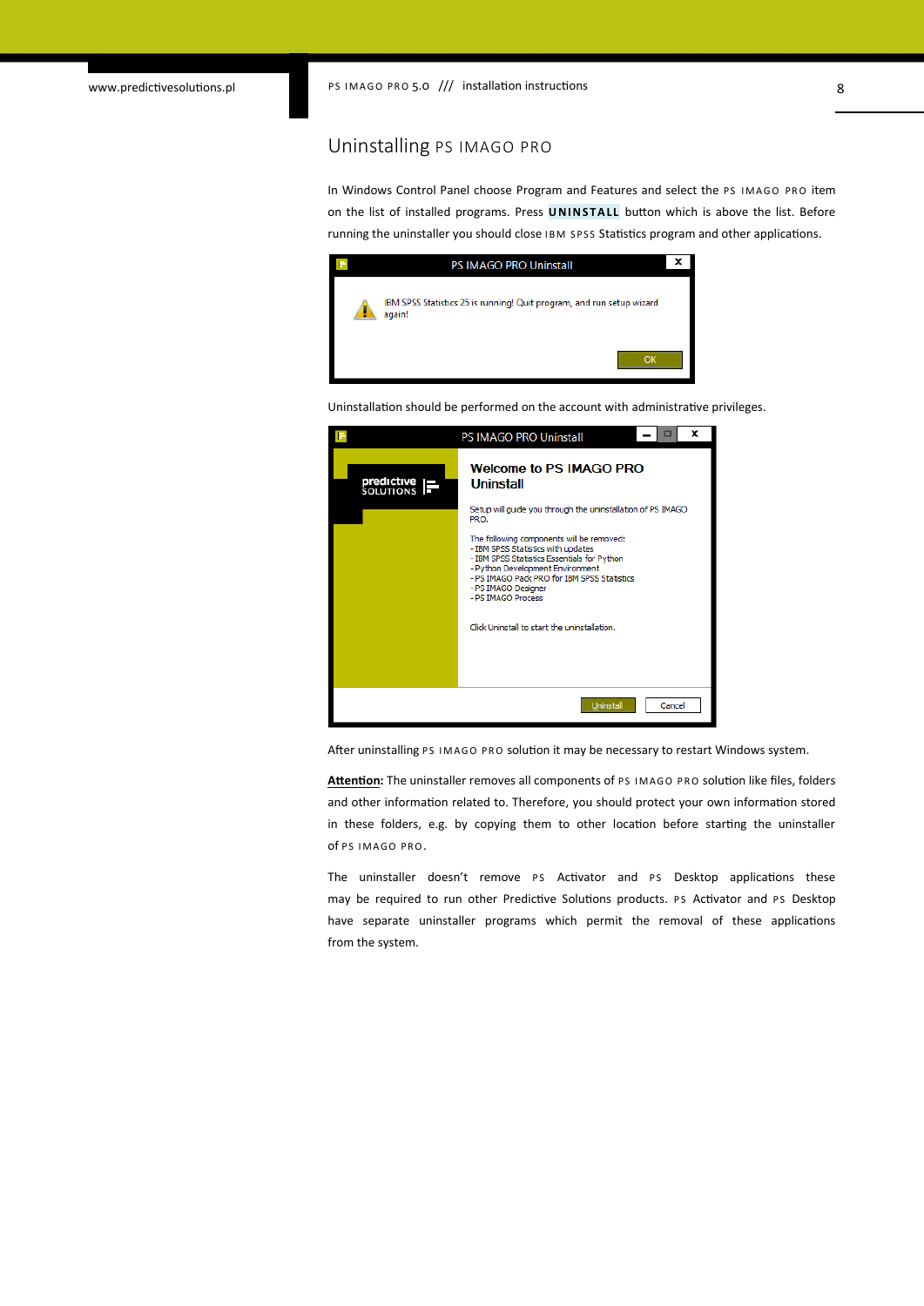# Uninstalling PS IMAGO PRO

In Windows Control Panel choose Program and Features and select the PS IMAGO PRO item on the list of installed programs. Press **UNINSTALL** button which is above the list. Before running the uninstaller you should close IBM SPSS Statistics program and other applications.

Uninstallation should be performed on the account with administrative privileges.

After uninstalling PS IMAGO PRO solution it may be necessary to restart Windows system.

**Attention:** The uninstaller removes all components of PS IMAGO PRO solution like files, folders and other information related to. Therefore, you should protect your own information stored in these folders, e.g. by copying them to other location before starting the uninstaller of PS IMAGO PRO.

The uninstaller doesn't remove PS Activator and PS Desktop applications these may be required to run other Predictive Solutions products. PS Activator and PS Desktop have separate uninstaller programs which permit the removal of these applications from the system.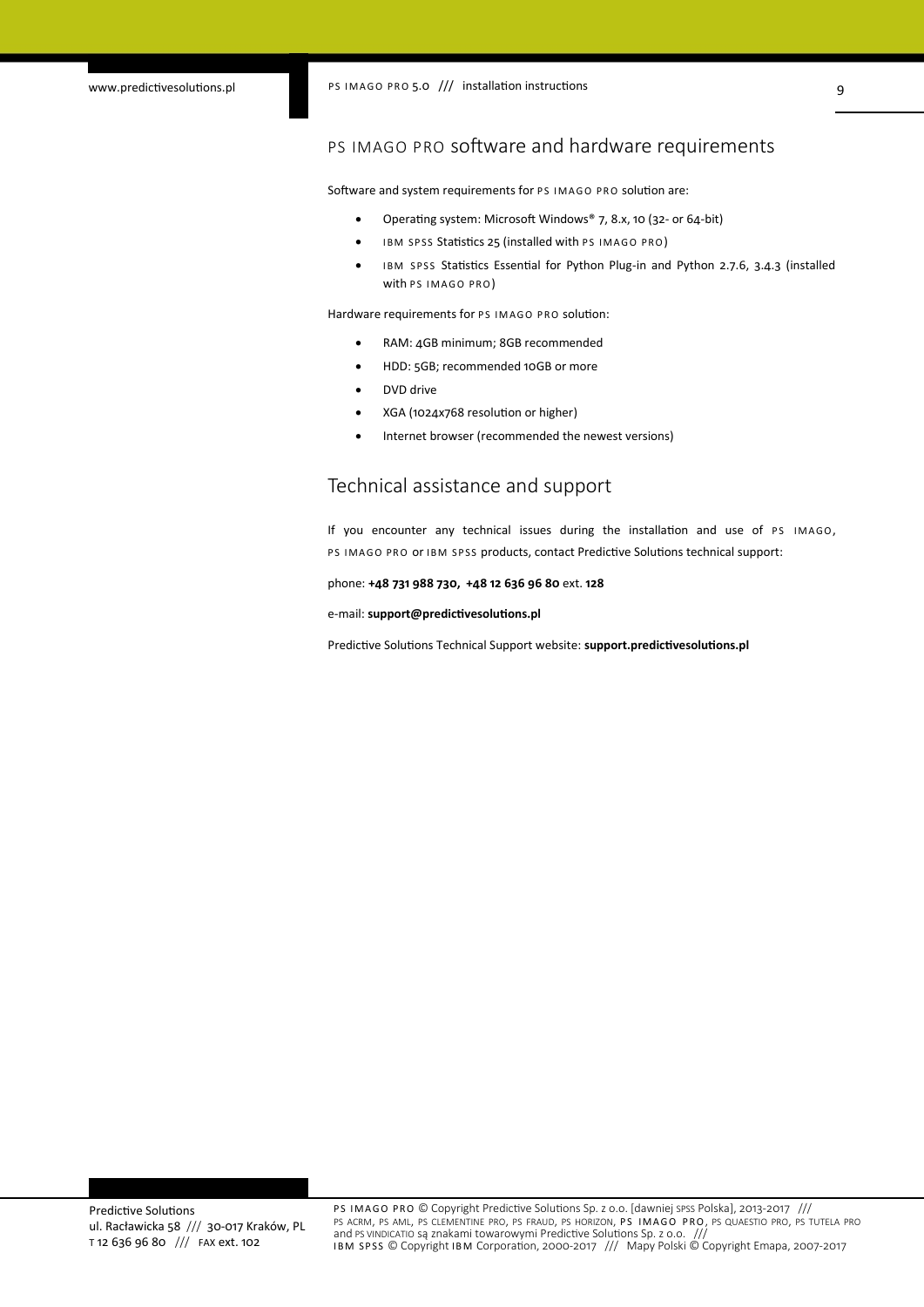## PS IMAGO PRO software and hardware requirements

Software and system requirements for PS IMAGO PRO solution are:

- Operating system: Microsoft Windows® 7, 8.x, 10 (32- or 64-bit)
- IBM SPSS Statistics 25 (installed with PS IMAGO PRO)
- IBM SPSS Statistics Essential for Python Plug-in and Python 2.7.6, 3.4.3 (installed with PS IMAGO PRO)

Hardware requirements for PS IMAGO PRO solution:

- RAM: 4GB minimum; 8GB recommended
- HDD: 5GB; recommended 10GB or more
- DVD drive
- XGA (1024x768 resolution or higher)
- Internet browser (recommended the newest versions)

## Technical assistance and support

If you encounter any technical issues during the installation and use of PS IMAGO, PS IMAGO PRO or IBM SPSS products, contact Predictive Solutions technical support:

phone: **+48 731 988 730, +48 12 636 96 80** ext. **128**

e-mail: **support@predictivesolutions.pl**

Predictive Solutions Technical Support website: **support.predictivesolutions.pl**